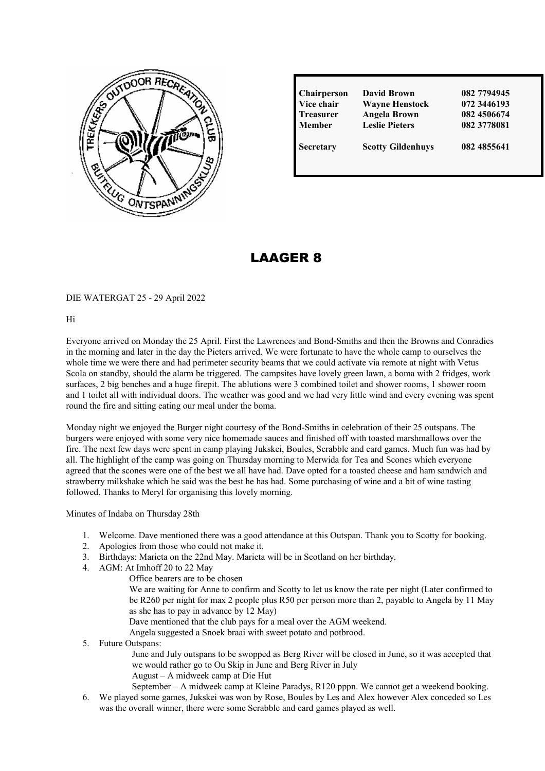| | | |
|---|---|---|
| **Chairperson** | **David Brown** | **082 7794945** |
| **Vice chair** | **Wayne Henstock** | **072 3446193** |
| **Treasurer** | **Angela Brown** | **082 4506674** |
| **Member** | **Leslie Pieters** | **082 3778081** |
| **Secretary** | **Scotty Gildenhuys** | **082 4855641** |

# LAAGER 8

DIE WATERGAT 25 - 29 April 2022

Hi

Everyone arrived on Monday the 25 April. First the Lawrences and Bond-Smiths and then the Browns and Conradies in the morning and later in the day the Pieters arrived. We were fortunate to have the whole camp to ourselves the whole time we were there and had perimeter security beams that we could activate via remote at night with Vetus Scola on standby, should the alarm be triggered. The campsites have lovely green lawn, a boma with 2 fridges, work surfaces, 2 big benches and a huge firepit. The ablutions were 3 combined toilet and shower rooms, 1 shower room and 1 toilet all with individual doors. The weather was good and we had very little wind and every evening was spent round the fire and sitting eating our meal under the boma.

Monday night we enjoyed the Burger night courtesy of the Bond-Smiths in celebration of their 25 outspans. The burgers were enjoyed with some very nice homemade sauces and finished off with toasted marshmallows over the fire. The next few days were spent in camp playing Jukskei, Boules, Scrabble and card games. Much fun was had by all. The highlight of the camp was going on Thursday morning to Merwida for Tea and Scones which everyone agreed that the scones were one of the best we all have had. Dave opted for a toasted cheese and ham sandwich and strawberry milkshake which he said was the best he has had. Some purchasing of wine and a bit of wine tasting followed. Thanks to Meryl for organising this lovely morning.

Minutes of Indaba on Thursday 28th

1. Welcome. Dave mentioned there was a good attendance at this Outspan. Thank you to Scotty for booking.
2. Apologies from those who could not make it.
3. Birthdays: Marieta on the 22nd May. Marieta will be in Scotland on her birthday.
4. AGM: At Imhoff 20 to 22 May
   - Office bearers are to be chosen
   - We are waiting for Anne to confirm and Scotty to let us know the rate per night (Later confirmed to be R260 per night for max 2 people plus R50 per person more than 2, payable to Angela by 11 May as she has to pay in advance by 12 May)
   - Dave mentioned that the club pays for a meal over the AGM weekend.
   - Angela suggested a Snoek braai with sweet potato and potbrood.
5. Future Outspans:
   - June and July outspans to be swopped as Berg River will be closed in June, so it was accepted that we would rather go to Ou Skip in June and Berg River in July
   - August – A midweek camp at Die Hut
   - September – A midweek camp at Kleine Paradys, R120 pppn. We cannot get a weekend booking.
6. We played some games, Jukskei was won by Rose, Boules by Les and Alex however Alex conceded so Les was the overall winner, there were some Scrabble and card games played as well.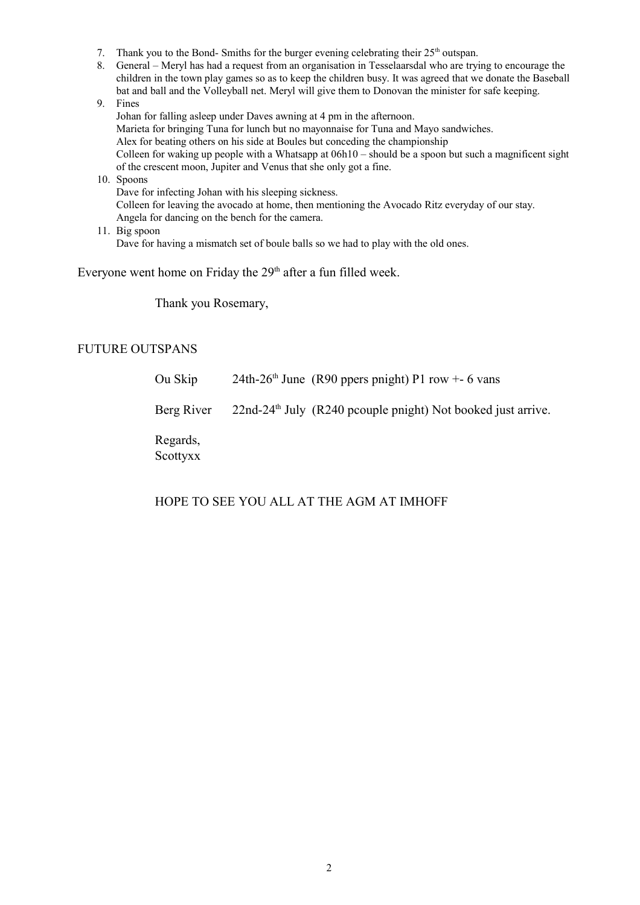7. Thank you to the Bond- Smiths for the burger evening celebrating their 25th outspan.
8. General – Meryl has had a request from an organisation in Tesselaarsdal who are trying to encourage the children in the town play games so as to keep the children busy. It was agreed that we donate the Baseball bat and ball and the Volleyball net. Meryl will give them to Donovan the minister for safe keeping.
9. Fines
   Johan for falling asleep under Daves awning at 4 pm in the afternoon.
   Marieta for bringing Tuna for lunch but no mayonnaise for Tuna and Mayo sandwiches.
   Alex for beating others on his side at Boules but conceding the championship
   Colleen for waking up people with a Whatsapp at 06h10 – should be a spoon but such a magnificent sight of the crescent moon, Jupiter and Venus that she only got a fine.
10. Spoons
    Dave for infecting Johan with his sleeping sickness.
    Colleen for leaving the avocado at home, then mentioning the Avocado Ritz everyday of our stay.
    Angela for dancing on the bench for the camera.
11. Big spoon
    Dave for having a mismatch set of boule balls so we had to play with the old ones.

Everyone went home on Friday the 29th after a fun filled week.

Thank you Rosemary,

FUTURE OUTSPANS

Ou Skip 24th-26th June (R90 ppers pnight) P1 row +- 6 vans

Berg River 22nd-24th July (R240 pcouple pnight) Not booked just arrive.

Regards,
Scottyxx

HOPE TO SEE YOU ALL AT THE AGM AT IMHOFF